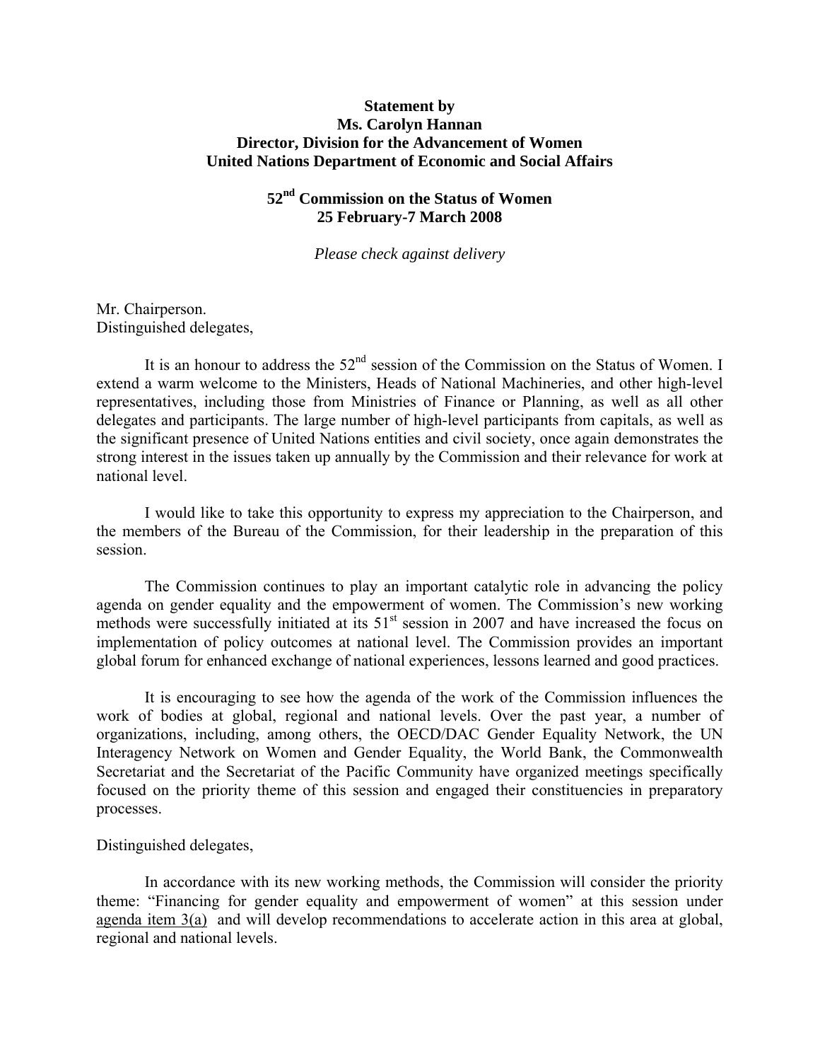**Statement by**
**Ms. Carolyn Hannan**
**Director, Division for the Advancement of Women**
**United Nations Department of Economic and Social Affairs**

**52nd Commission on the Status of Women**
**25 February-7 March 2008**

*Please check against delivery*

Mr. Chairperson.
Distinguished delegates,

It is an honour to address the 52nd session of the Commission on the Status of Women. I extend a warm welcome to the Ministers, Heads of National Machineries, and other high-level representatives, including those from Ministries of Finance or Planning, as well as all other delegates and participants. The large number of high-level participants from capitals, as well as the significant presence of United Nations entities and civil society, once again demonstrates the strong interest in the issues taken up annually by the Commission and their relevance for work at national level.

I would like to take this opportunity to express my appreciation to the Chairperson, and the members of the Bureau of the Commission, for their leadership in the preparation of this session.

The Commission continues to play an important catalytic role in advancing the policy agenda on gender equality and the empowerment of women. The Commission's new working methods were successfully initiated at its 51st session in 2007 and have increased the focus on implementation of policy outcomes at national level. The Commission provides an important global forum for enhanced exchange of national experiences, lessons learned and good practices.

It is encouraging to see how the agenda of the work of the Commission influences the work of bodies at global, regional and national levels. Over the past year, a number of organizations, including, among others, the OECD/DAC Gender Equality Network, the UN Interagency Network on Women and Gender Equality, the World Bank, the Commonwealth Secretariat and the Secretariat of the Pacific Community have organized meetings specifically focused on the priority theme of this session and engaged their constituencies in preparatory processes.

Distinguished delegates,

In accordance with its new working methods, the Commission will consider the priority theme: "Financing for gender equality and empowerment of women" at this session under agenda item 3(a) and will develop recommendations to accelerate action in this area at global, regional and national levels.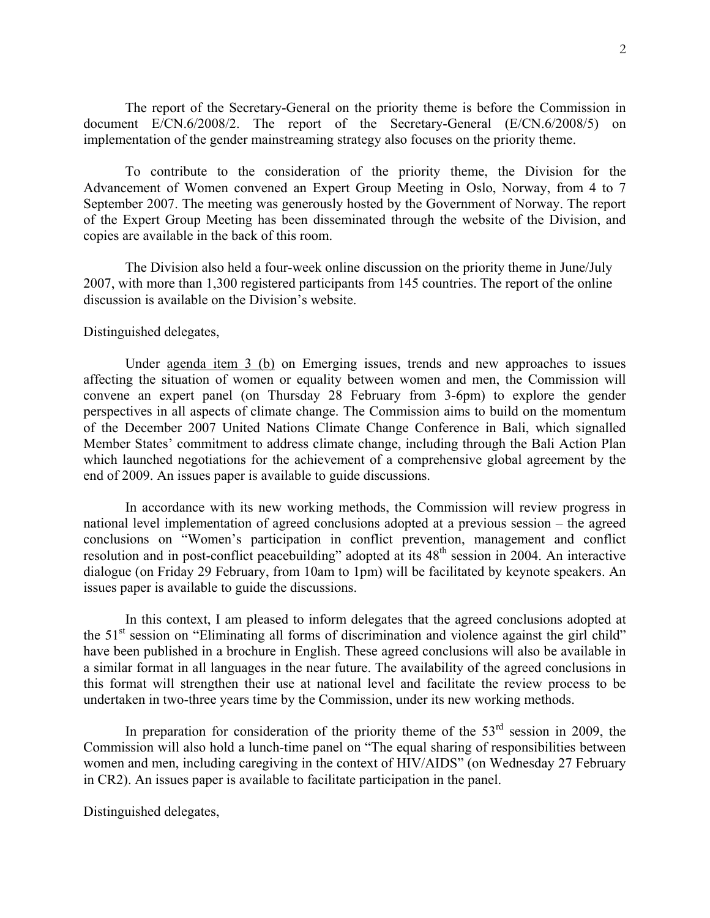The report of the Secretary-General on the priority theme is before the Commission in document E/CN.6/2008/2. The report of the Secretary-General (E/CN.6/2008/5) on implementation of the gender mainstreaming strategy also focuses on the priority theme.

To contribute to the consideration of the priority theme, the Division for the Advancement of Women convened an Expert Group Meeting in Oslo, Norway, from 4 to 7 September 2007. The meeting was generously hosted by the Government of Norway. The report of the Expert Group Meeting has been disseminated through the website of the Division, and copies are available in the back of this room.

The Division also held a four-week online discussion on the priority theme in June/July 2007, with more than 1,300 registered participants from 145 countries. The report of the online discussion is available on the Division's website.

Distinguished delegates,

Under agenda item 3 (b) on Emerging issues, trends and new approaches to issues affecting the situation of women or equality between women and men, the Commission will convene an expert panel (on Thursday 28 February from 3-6pm) to explore the gender perspectives in all aspects of climate change. The Commission aims to build on the momentum of the December 2007 United Nations Climate Change Conference in Bali, which signalled Member States' commitment to address climate change, including through the Bali Action Plan which launched negotiations for the achievement of a comprehensive global agreement by the end of 2009. An issues paper is available to guide discussions.

In accordance with its new working methods, the Commission will review progress in national level implementation of agreed conclusions adopted at a previous session – the agreed conclusions on "Women's participation in conflict prevention, management and conflict resolution and in post-conflict peacebuilding" adopted at its 48th session in 2004. An interactive dialogue (on Friday 29 February, from 10am to 1pm) will be facilitated by keynote speakers. An issues paper is available to guide the discussions.

In this context, I am pleased to inform delegates that the agreed conclusions adopted at the 51st session on "Eliminating all forms of discrimination and violence against the girl child" have been published in a brochure in English. These agreed conclusions will also be available in a similar format in all languages in the near future. The availability of the agreed conclusions in this format will strengthen their use at national level and facilitate the review process to be undertaken in two-three years time by the Commission, under its new working methods.

In preparation for consideration of the priority theme of the 53rd session in 2009, the Commission will also hold a lunch-time panel on "The equal sharing of responsibilities between women and men, including caregiving in the context of HIV/AIDS" (on Wednesday 27 February in CR2). An issues paper is available to facilitate participation in the panel.

Distinguished delegates,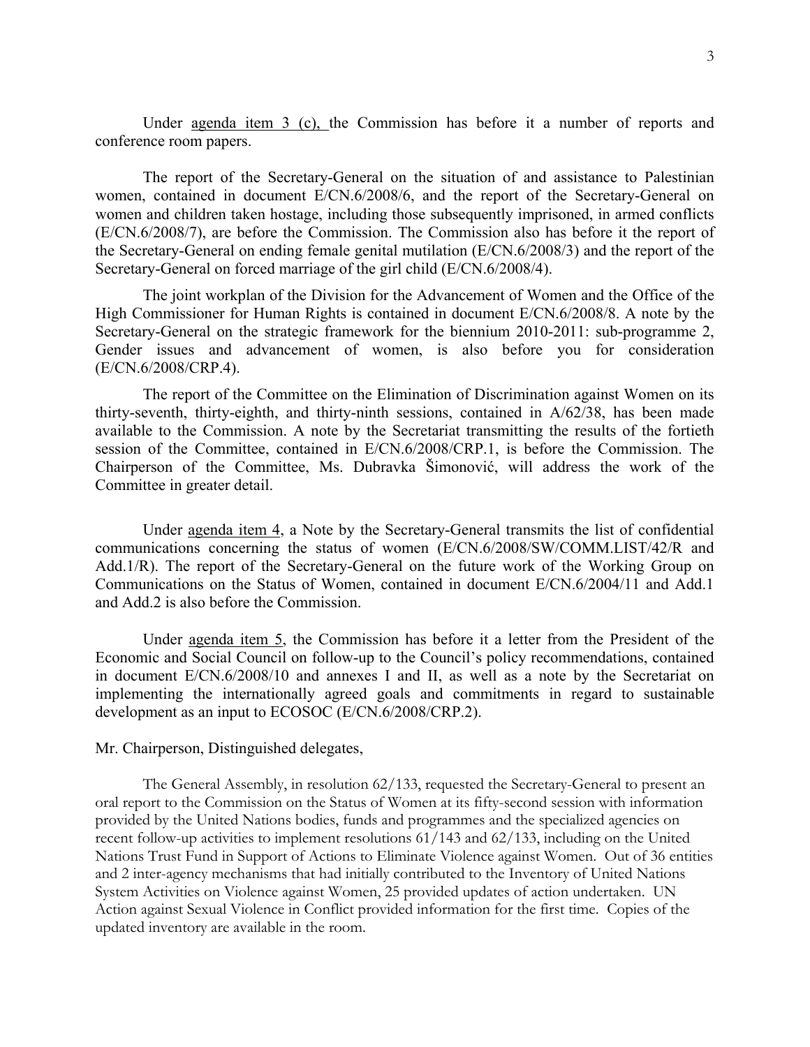Under agenda item 3 (c), the Commission has before it a number of reports and conference room papers.

The report of the Secretary-General on the situation of and assistance to Palestinian women, contained in document E/CN.6/2008/6, and the report of the Secretary-General on women and children taken hostage, including those subsequently imprisoned, in armed conflicts (E/CN.6/2008/7), are before the Commission. The Commission also has before it the report of the Secretary-General on ending female genital mutilation (E/CN.6/2008/3) and the report of the Secretary-General on forced marriage of the girl child (E/CN.6/2008/4).

The joint workplan of the Division for the Advancement of Women and the Office of the High Commissioner for Human Rights is contained in document E/CN.6/2008/8. A note by the Secretary-General on the strategic framework for the biennium 2010-2011: sub-programme 2, Gender issues and advancement of women, is also before you for consideration (E/CN.6/2008/CRP.4).

The report of the Committee on the Elimination of Discrimination against Women on its thirty-seventh, thirty-eighth, and thirty-ninth sessions, contained in A/62/38, has been made available to the Commission. A note by the Secretariat transmitting the results of the fortieth session of the Committee, contained in E/CN.6/2008/CRP.1, is before the Commission. The Chairperson of the Committee, Ms. Dubravka Šimonović, will address the work of the Committee in greater detail.

Under agenda item 4, a Note by the Secretary-General transmits the list of confidential communications concerning the status of women (E/CN.6/2008/SW/COMM.LIST/42/R and Add.1/R). The report of the Secretary-General on the future work of the Working Group on Communications on the Status of Women, contained in document E/CN.6/2004/11 and Add.1 and Add.2 is also before the Commission.

Under agenda item 5, the Commission has before it a letter from the President of the Economic and Social Council on follow-up to the Council's policy recommendations, contained in document E/CN.6/2008/10 and annexes I and II, as well as a note by the Secretariat on implementing the internationally agreed goals and commitments in regard to sustainable development as an input to ECOSOC (E/CN.6/2008/CRP.2).

Mr. Chairperson, Distinguished delegates,

The General Assembly, in resolution 62/133, requested the Secretary-General to present an oral report to the Commission on the Status of Women at its fifty-second session with information provided by the United Nations bodies, funds and programmes and the specialized agencies on recent follow-up activities to implement resolutions 61/143 and 62/133, including on the United Nations Trust Fund in Support of Actions to Eliminate Violence against Women. Out of 36 entities and 2 inter-agency mechanisms that had initially contributed to the Inventory of United Nations System Activities on Violence against Women, 25 provided updates of action undertaken. UN Action against Sexual Violence in Conflict provided information for the first time. Copies of the updated inventory are available in the room.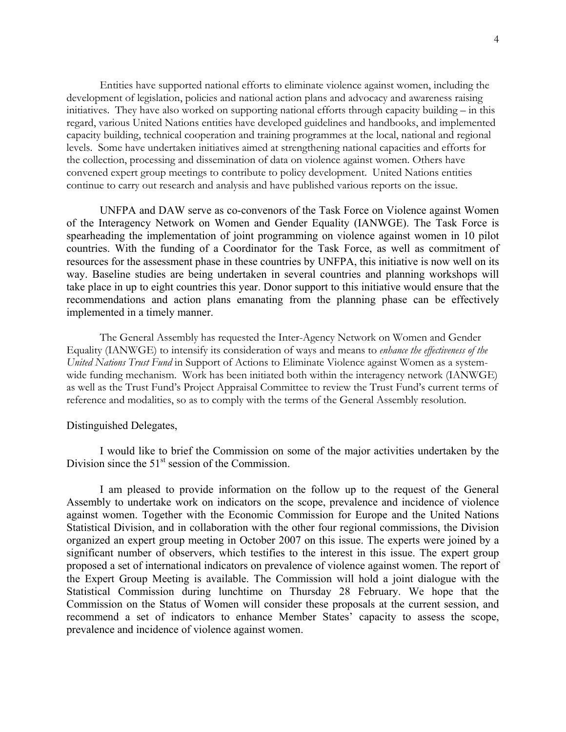Entities have supported national efforts to eliminate violence against women, including the development of legislation, policies and national action plans and advocacy and awareness raising initiatives. They have also worked on supporting national efforts through capacity building – in this regard, various United Nations entities have developed guidelines and handbooks, and implemented capacity building, technical cooperation and training programmes at the local, national and regional levels. Some have undertaken initiatives aimed at strengthening national capacities and efforts for the collection, processing and dissemination of data on violence against women. Others have convened expert group meetings to contribute to policy development. United Nations entities continue to carry out research and analysis and have published various reports on the issue.

UNFPA and DAW serve as co-convenors of the Task Force on Violence against Women of the Interagency Network on Women and Gender Equality (IANWGE). The Task Force is spearheading the implementation of joint programming on violence against women in 10 pilot countries. With the funding of a Coordinator for the Task Force, as well as commitment of resources for the assessment phase in these countries by UNFPA, this initiative is now well on its way. Baseline studies are being undertaken in several countries and planning workshops will take place in up to eight countries this year. Donor support to this initiative would ensure that the recommendations and action plans emanating from the planning phase can be effectively implemented in a timely manner.

The General Assembly has requested the Inter-Agency Network on Women and Gender Equality (IANWGE) to intensify its consideration of ways and means to *enhance the effectiveness of the United Nations Trust Fund* in Support of Actions to Eliminate Violence against Women as a system-wide funding mechanism. Work has been initiated both within the interagency network (IANWGE) as well as the Trust Fund's Project Appraisal Committee to review the Trust Fund's current terms of reference and modalities, so as to comply with the terms of the General Assembly resolution.

Distinguished Delegates,

I would like to brief the Commission on some of the major activities undertaken by the Division since the 51st session of the Commission.

I am pleased to provide information on the follow up to the request of the General Assembly to undertake work on indicators on the scope, prevalence and incidence of violence against women. Together with the Economic Commission for Europe and the United Nations Statistical Division, and in collaboration with the other four regional commissions, the Division organized an expert group meeting in October 2007 on this issue. The experts were joined by a significant number of observers, which testifies to the interest in this issue. The expert group proposed a set of international indicators on prevalence of violence against women. The report of the Expert Group Meeting is available. The Commission will hold a joint dialogue with the Statistical Commission during lunchtime on Thursday 28 February. We hope that the Commission on the Status of Women will consider these proposals at the current session, and recommend a set of indicators to enhance Member States' capacity to assess the scope, prevalence and incidence of violence against women.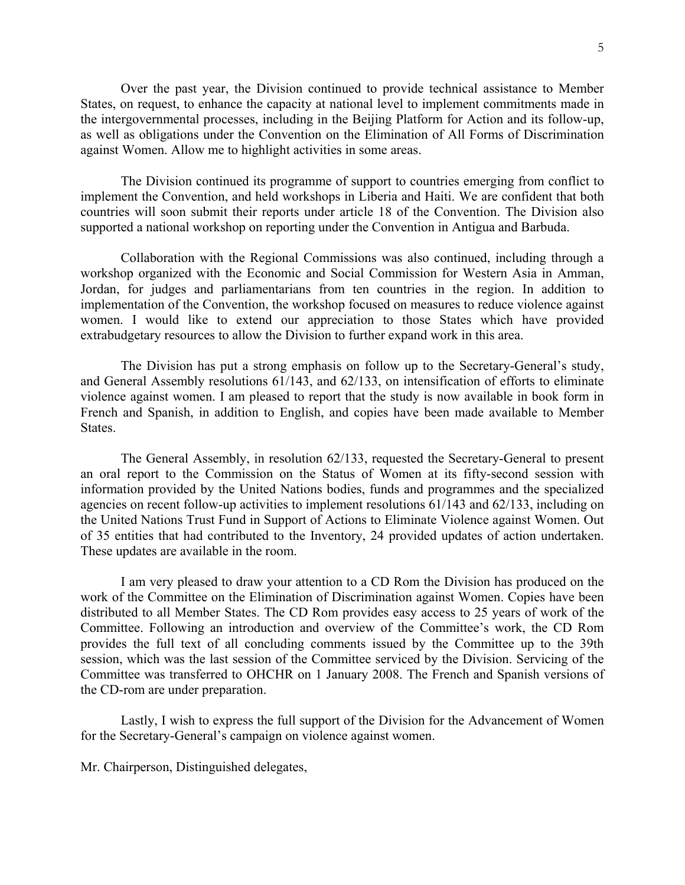Over the past year, the Division continued to provide technical assistance to Member States, on request, to enhance the capacity at national level to implement commitments made in the intergovernmental processes, including in the Beijing Platform for Action and its follow-up, as well as obligations under the Convention on the Elimination of All Forms of Discrimination against Women. Allow me to highlight activities in some areas.

The Division continued its programme of support to countries emerging from conflict to implement the Convention, and held workshops in Liberia and Haiti. We are confident that both countries will soon submit their reports under article 18 of the Convention. The Division also supported a national workshop on reporting under the Convention in Antigua and Barbuda.

Collaboration with the Regional Commissions was also continued, including through a workshop organized with the Economic and Social Commission for Western Asia in Amman, Jordan, for judges and parliamentarians from ten countries in the region. In addition to implementation of the Convention, the workshop focused on measures to reduce violence against women. I would like to extend our appreciation to those States which have provided extrabudgetary resources to allow the Division to further expand work in this area.

The Division has put a strong emphasis on follow up to the Secretary-General's study, and General Assembly resolutions 61/143, and 62/133, on intensification of efforts to eliminate violence against women. I am pleased to report that the study is now available in book form in French and Spanish, in addition to English, and copies have been made available to Member States.

The General Assembly, in resolution 62/133, requested the Secretary-General to present an oral report to the Commission on the Status of Women at its fifty-second session with information provided by the United Nations bodies, funds and programmes and the specialized agencies on recent follow-up activities to implement resolutions 61/143 and 62/133, including on the United Nations Trust Fund in Support of Actions to Eliminate Violence against Women. Out of 35 entities that had contributed to the Inventory, 24 provided updates of action undertaken. These updates are available in the room.

I am very pleased to draw your attention to a CD Rom the Division has produced on the work of the Committee on the Elimination of Discrimination against Women. Copies have been distributed to all Member States. The CD Rom provides easy access to 25 years of work of the Committee. Following an introduction and overview of the Committee's work, the CD Rom provides the full text of all concluding comments issued by the Committee up to the 39th session, which was the last session of the Committee serviced by the Division. Servicing of the Committee was transferred to OHCHR on 1 January 2008. The French and Spanish versions of the CD-rom are under preparation.

Lastly, I wish to express the full support of the Division for the Advancement of Women for the Secretary-General's campaign on violence against women.

Mr. Chairperson, Distinguished delegates,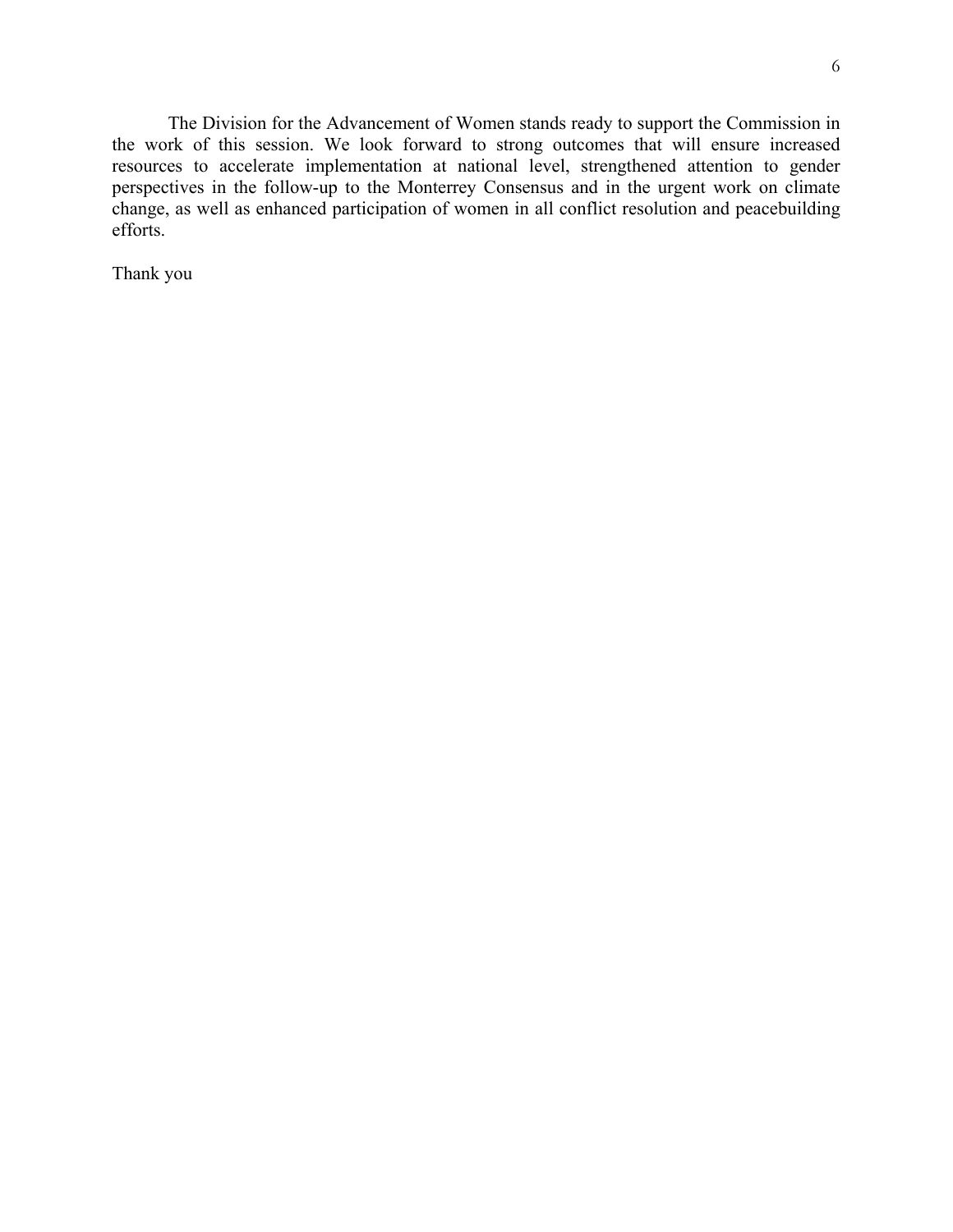The Division for the Advancement of Women stands ready to support the Commission in the work of this session. We look forward to strong outcomes that will ensure increased resources to accelerate implementation at national level, strengthened attention to gender perspectives in the follow-up to the Monterrey Consensus and in the urgent work on climate change, as well as enhanced participation of women in all conflict resolution and peacebuilding efforts.

Thank you